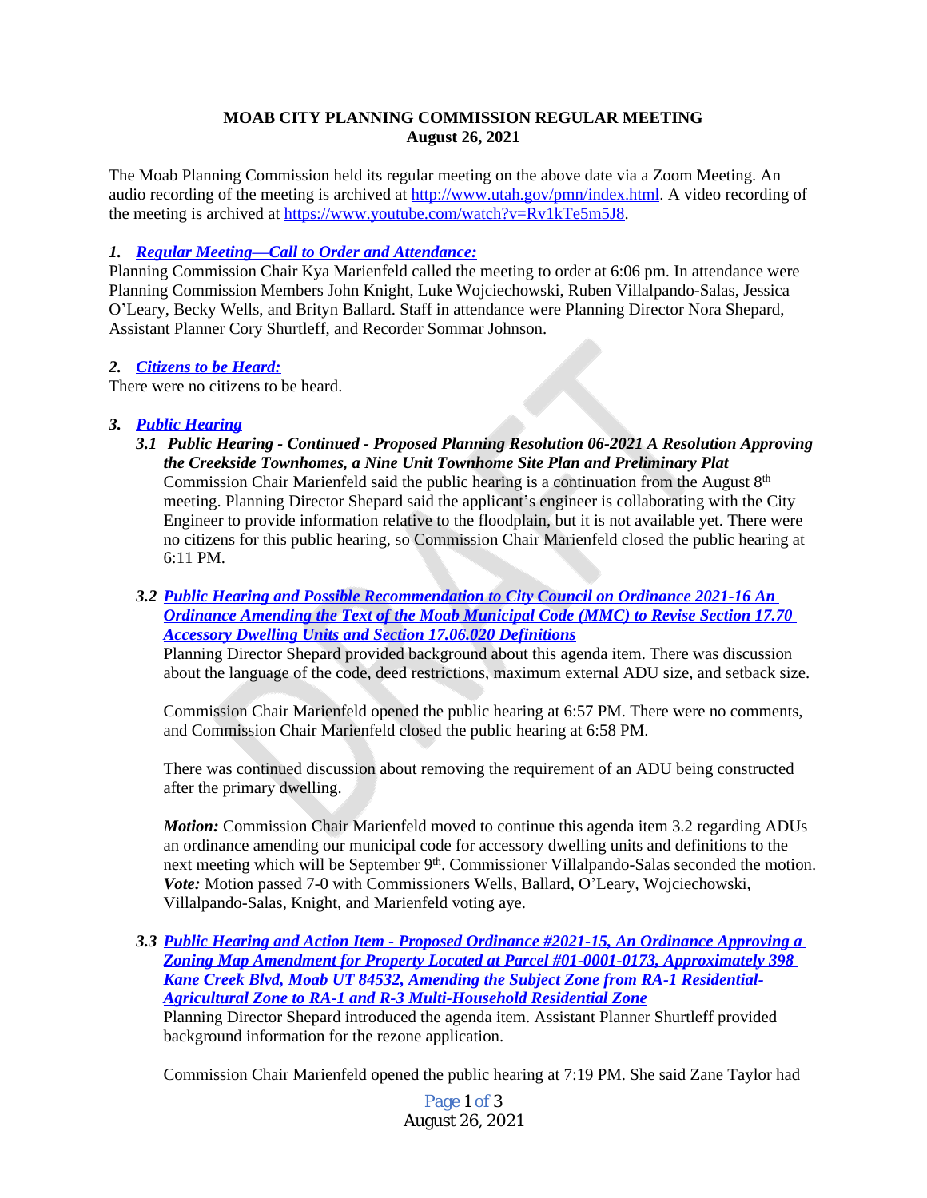**MOAB CITY PLANNING COMMISSION REGULAR MEETING**
**August 26, 2021**

The Moab Planning Commission held its regular meeting on the above date via a Zoom Meeting. An audio recording of the meeting is archived at http://www.utah.gov/pmn/index.html. A video recording of the meeting is archived at https://www.youtube.com/watch?v=Rv1kTe5m5J8.

### *1. Regular Meeting—Call to Order and Attendance:*

Planning Commission Chair Kya Marienfeld called the meeting to order at 6:06 pm. In attendance were Planning Commission Members John Knight, Luke Wojciechowski, Ruben Villalpando-Salas, Jessica O'Leary, Becky Wells, and Brityn Ballard. Staff in attendance were Planning Director Nora Shepard, Assistant Planner Cory Shurtleff, and Recorder Sommar Johnson.

### *2. Citizens to be Heard:*

There were no citizens to be heard.

### *3. Public Hearing*

#### *3.1 Public Hearing - Continued - Proposed Planning Resolution 06-2021 A Resolution Approving the Creekside Townhomes, a Nine Unit Townhome Site Plan and Preliminary Plat*

Commission Chair Marienfeld said the public hearing is a continuation from the August 8th meeting. Planning Director Shepard said the applicant's engineer is collaborating with the City Engineer to provide information relative to the floodplain, but it is not available yet. There were no citizens for this public hearing, so Commission Chair Marienfeld closed the public hearing at 6:11 PM.

#### *3.2 Public Hearing and Possible Recommendation to City Council on Ordinance 2021-16 An Ordinance Amending the Text of the Moab Municipal Code (MMC) to Revise Section 17.70 Accessory Dwelling Units and Section 17.06.020 Definitions*

Planning Director Shepard provided background about this agenda item. There was discussion about the language of the code, deed restrictions, maximum external ADU size, and setback size.

Commission Chair Marienfeld opened the public hearing at 6:57 PM. There were no comments, and Commission Chair Marienfeld closed the public hearing at 6:58 PM.

There was continued discussion about removing the requirement of an ADU being constructed after the primary dwelling.

***Motion:*** Commission Chair Marienfeld moved to continue this agenda item 3.2 regarding ADUs an ordinance amending our municipal code for accessory dwelling units and definitions to the next meeting which will be September 9th. Commissioner Villalpando-Salas seconded the motion.
***Vote:*** Motion passed 7-0 with Commissioners Wells, Ballard, O'Leary, Wojciechowski, Villalpando-Salas, Knight, and Marienfeld voting aye.

#### *3.3 Public Hearing and Action Item - Proposed Ordinance #2021-15, An Ordinance Approving a Zoning Map Amendment for Property Located at Parcel #01-0001-0173, Approximately 398 Kane Creek Blvd, Moab UT 84532, Amending the Subject Zone from RA-1 Residential-Agricultural Zone to RA-1 and R-3 Multi-Household Residential Zone*

Planning Director Shepard introduced the agenda item. Assistant Planner Shurtleff provided background information for the rezone application.

Commission Chair Marienfeld opened the public hearing at 7:19 PM. She said Zane Taylor had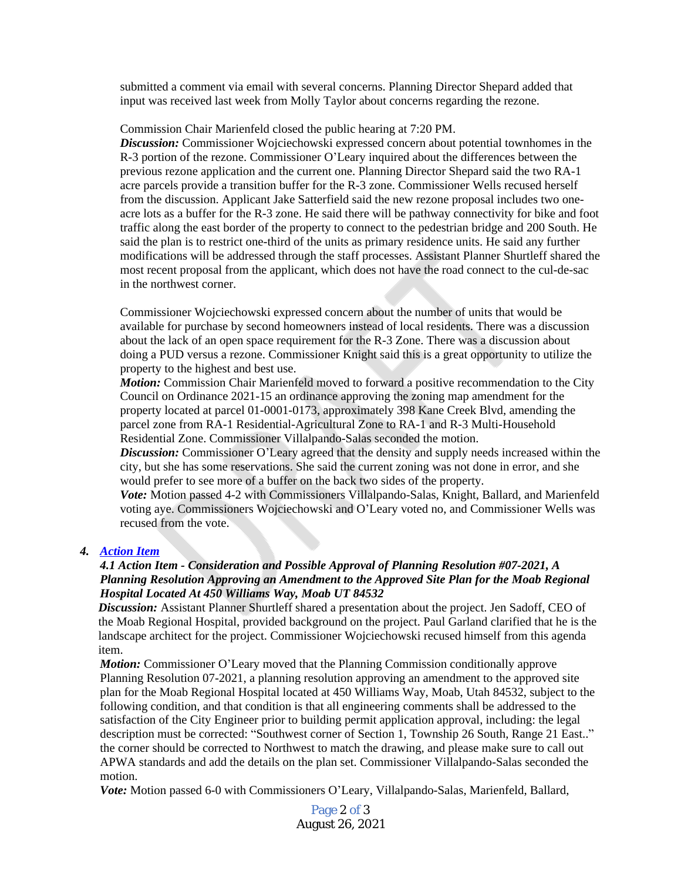submitted a comment via email with several concerns. Planning Director Shepard added that input was received last week from Molly Taylor about concerns regarding the rezone.

Commission Chair Marienfeld closed the public hearing at 7:20 PM.

***Discussion:*** Commissioner Wojciechowski expressed concern about potential townhomes in the R-3 portion of the rezone. Commissioner O'Leary inquired about the differences between the previous rezone application and the current one. Planning Director Shepard said the two RA-1 acre parcels provide a transition buffer for the R-3 zone. Commissioner Wells recused herself from the discussion. Applicant Jake Satterfield said the new rezone proposal includes two one-acre lots as a buffer for the R-3 zone. He said there will be pathway connectivity for bike and foot traffic along the east border of the property to connect to the pedestrian bridge and 200 South. He said the plan is to restrict one-third of the units as primary residence units. He said any further modifications will be addressed through the staff processes. Assistant Planner Shurtleff shared the most recent proposal from the applicant, which does not have the road connect to the cul-de-sac in the northwest corner.

Commissioner Wojciechowski expressed concern about the number of units that would be available for purchase by second homeowners instead of local residents. There was a discussion about the lack of an open space requirement for the R-3 Zone. There was a discussion about doing a PUD versus a rezone. Commissioner Knight said this is a great opportunity to utilize the property to the highest and best use.

***Motion:*** Commission Chair Marienfeld moved to forward a positive recommendation to the City Council on Ordinance 2021-15 an ordinance approving the zoning map amendment for the property located at parcel 01-0001-0173, approximately 398 Kane Creek Blvd, amending the parcel zone from RA-1 Residential-Agricultural Zone to RA-1 and R-3 Multi-Household Residential Zone. Commissioner Villalpando-Salas seconded the motion.

***Discussion:*** Commissioner O'Leary agreed that the density and supply needs increased within the city, but she has some reservations. She said the current zoning was not done in error, and she would prefer to see more of a buffer on the back two sides of the property.

***Vote:*** Motion passed 4-2 with Commissioners Villalpando-Salas, Knight, Ballard, and Marienfeld voting aye. Commissioners Wojciechowski and O'Leary voted no, and Commissioner Wells was recused from the vote.

4. ***Action Item***

***4.1 Action Item - Consideration and Possible Approval of Planning Resolution #07-2021, A Planning Resolution Approving an Amendment to the Approved Site Plan for the Moab Regional Hospital Located At 450 Williams Way, Moab UT 84532***

***Discussion:*** Assistant Planner Shurtleff shared a presentation about the project. Jen Sadoff, CEO of the Moab Regional Hospital, provided background on the project. Paul Garland clarified that he is the landscape architect for the project. Commissioner Wojciechowski recused himself from this agenda item.

***Motion:*** Commissioner O'Leary moved that the Planning Commission conditionally approve Planning Resolution 07-2021, a planning resolution approving an amendment to the approved site plan for the Moab Regional Hospital located at 450 Williams Way, Moab, Utah 84532, subject to the following condition, and that condition is that all engineering comments shall be addressed to the satisfaction of the City Engineer prior to building permit application approval, including: the legal description must be corrected: "Southwest corner of Section 1, Township 26 South, Range 21 East.." the corner should be corrected to Northwest to match the drawing, and please make sure to call out APWA standards and add the details on the plan set. Commissioner Villalpando-Salas seconded the motion.

***Vote:*** Motion passed 6-0 with Commissioners O'Leary, Villalpando-Salas, Marienfeld, Ballard,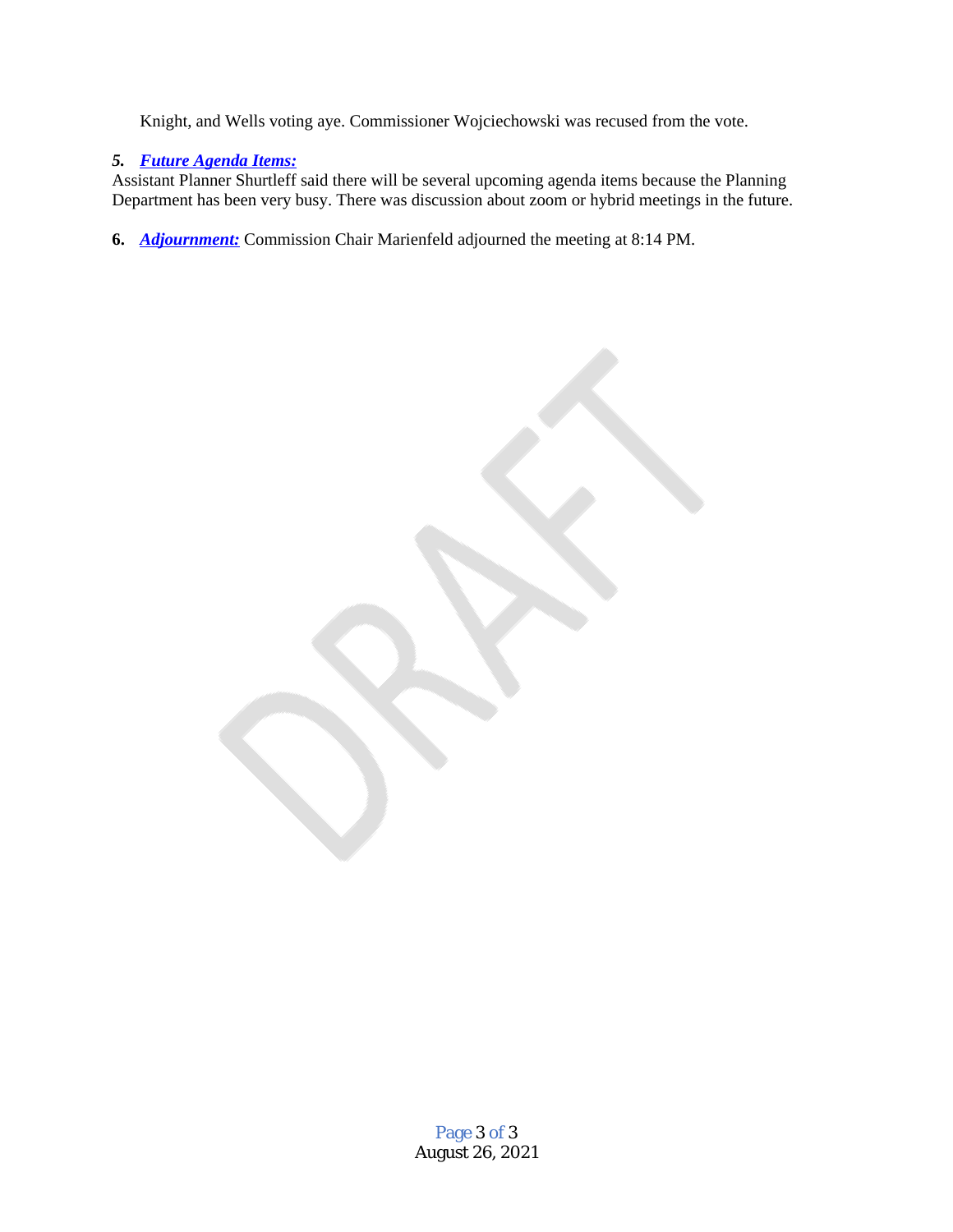Knight, and Wells voting aye. Commissioner Wojciechowski was recused from the vote.

***5. Future Agenda Items:***

Assistant Planner Shurtleff said there will be several upcoming agenda items because the Planning Department has been very busy. There was discussion about zoom or hybrid meetings in the future.

**6.** ***Adjournment:*** Commission Chair Marienfeld adjourned the meeting at 8:14 PM.